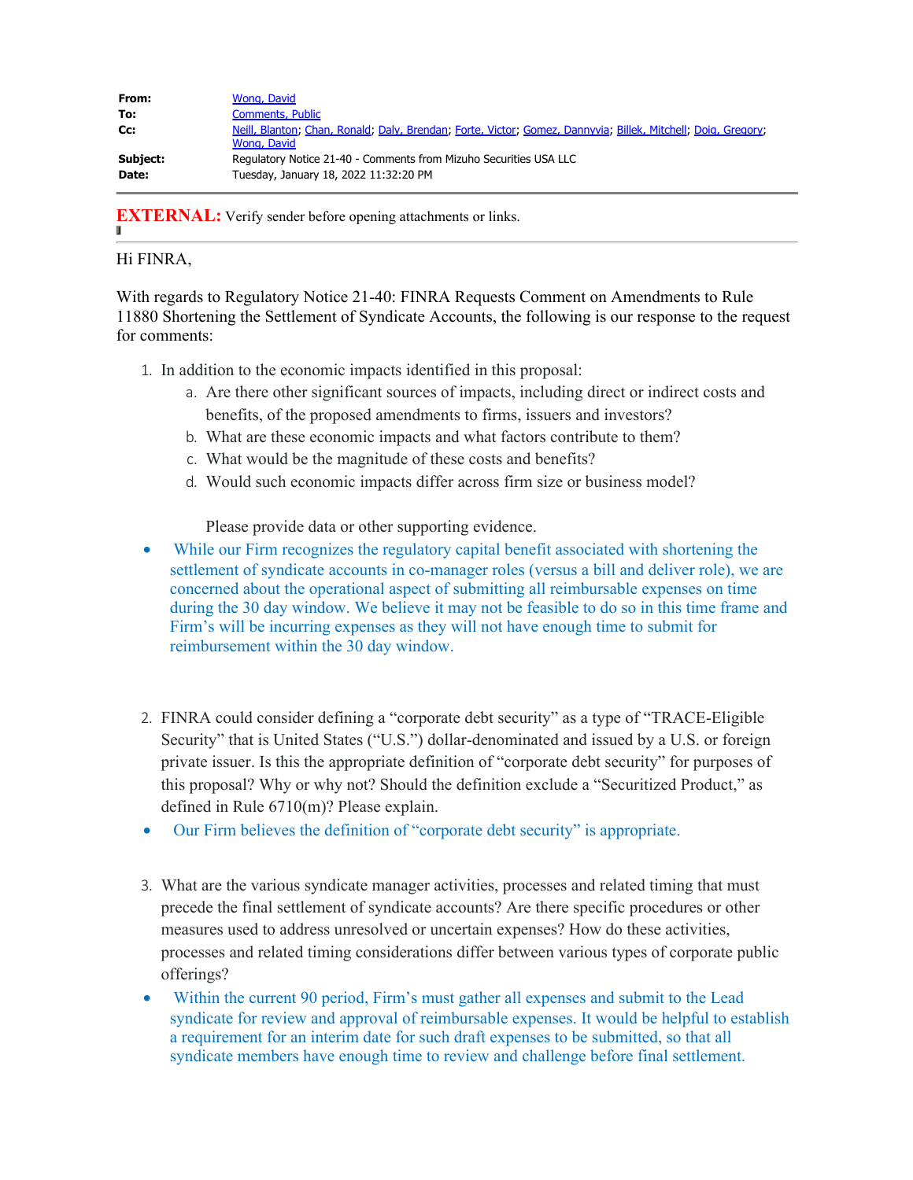| | |
|---|---|
| **From:** | Wong, David |
| **To:** | Comments, Public |
| **Cc:** | Neill, Blanton; Chan, Ronald; Daly, Brendan; Forte, Victor; Gomez, Dannyvia; Billek, Mitchell; Doig, Gregory; Wong, David |
| **Subject:** | Regulatory Notice 21-40 - Comments from Mizuho Securities USA LLC |
| **Date:** | Tuesday, January 18, 2022 11:32:20 PM |

**EXTERNAL:** Verify sender before opening attachments or links.

Hi FINRA,

With regards to Regulatory Notice 21-40: FINRA Requests Comment on Amendments to Rule 11880 Shortening the Settlement of Syndicate Accounts, the following is our response to the request for comments:

1. In addition to the economic impacts identified in this proposal:
   a. Are there other significant sources of impacts, including direct or indirect costs and benefits, of the proposed amendments to firms, issuers and investors?
   b. What are these economic impacts and what factors contribute to them?
   c. What would be the magnitude of these costs and benefits?
   d. Would such economic impacts differ across firm size or business model?

   Please provide data or other supporting evidence.

- While our Firm recognizes the regulatory capital benefit associated with shortening the settlement of syndicate accounts in co-manager roles (versus a bill and deliver role), we are concerned about the operational aspect of submitting all reimbursable expenses on time during the 30 day window. We believe it may not be feasible to do so in this time frame and Firm's will be incurring expenses as they will not have enough time to submit for reimbursement within the 30 day window.

2. FINRA could consider defining a "corporate debt security" as a type of "TRACE-Eligible Security" that is United States ("U.S.") dollar-denominated and issued by a U.S. or foreign private issuer. Is this the appropriate definition of "corporate debt security" for purposes of this proposal? Why or why not? Should the definition exclude a "Securitized Product," as defined in Rule 6710(m)? Please explain.

- Our Firm believes the definition of "corporate debt security" is appropriate.

3. What are the various syndicate manager activities, processes and related timing that must precede the final settlement of syndicate accounts? Are there specific procedures or other measures used to address unresolved or uncertain expenses? How do these activities, processes and related timing considerations differ between various types of corporate public offerings?

- Within the current 90 period, Firm's must gather all expenses and submit to the Lead syndicate for review and approval of reimbursable expenses. It would be helpful to establish a requirement for an interim date for such draft expenses to be submitted, so that all syndicate members have enough time to review and challenge before final settlement.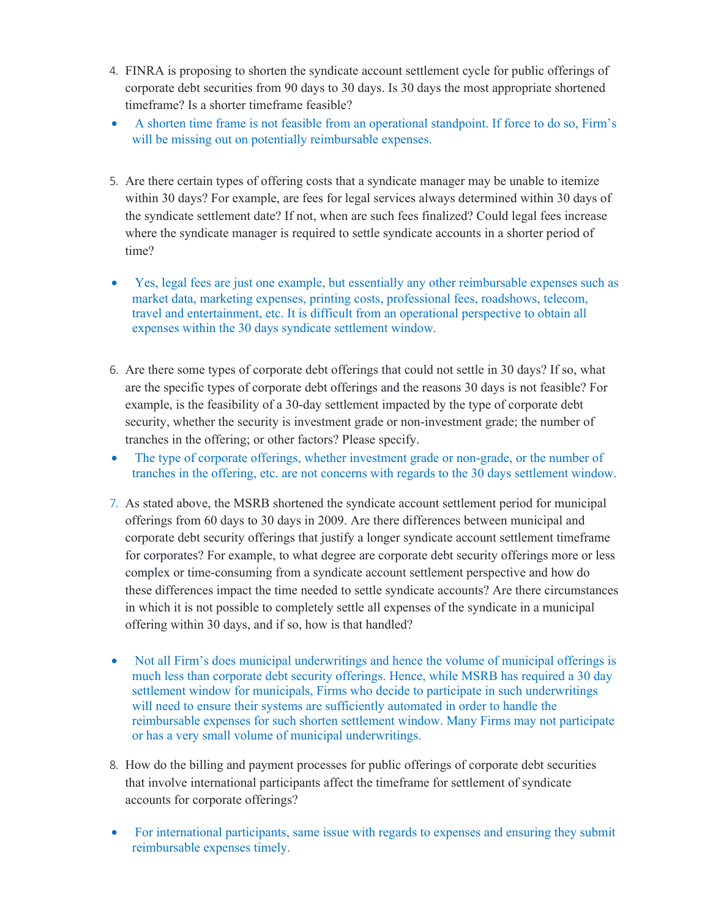4. FINRA is proposing to shorten the syndicate account settlement cycle for public offerings of corporate debt securities from 90 days to 30 days. Is 30 days the most appropriate shortened timeframe? Is a shorter timeframe feasible?

- A shorten time frame is not feasible from an operational standpoint. If force to do so, Firm's will be missing out on potentially reimbursable expenses.

5. Are there certain types of offering costs that a syndicate manager may be unable to itemize within 30 days? For example, are fees for legal services always determined within 30 days of the syndicate settlement date? If not, when are such fees finalized? Could legal fees increase where the syndicate manager is required to settle syndicate accounts in a shorter period of time?

- Yes, legal fees are just one example, but essentially any other reimbursable expenses such as market data, marketing expenses, printing costs, professional fees, roadshows, telecom, travel and entertainment, etc. It is difficult from an operational perspective to obtain all expenses within the 30 days syndicate settlement window.

6. Are there some types of corporate debt offerings that could not settle in 30 days? If so, what are the specific types of corporate debt offerings and the reasons 30 days is not feasible? For example, is the feasibility of a 30-day settlement impacted by the type of corporate debt security, whether the security is investment grade or non-investment grade; the number of tranches in the offering; or other factors? Please specify.

- The type of corporate offerings, whether investment grade or non-grade, or the number of tranches in the offering, etc. are not concerns with regards to the 30 days settlement window.

7. As stated above, the MSRB shortened the syndicate account settlement period for municipal offerings from 60 days to 30 days in 2009. Are there differences between municipal and corporate debt security offerings that justify a longer syndicate account settlement timeframe for corporates? For example, to what degree are corporate debt security offerings more or less complex or time-consuming from a syndicate account settlement perspective and how do these differences impact the time needed to settle syndicate accounts? Are there circumstances in which it is not possible to completely settle all expenses of the syndicate in a municipal offering within 30 days, and if so, how is that handled?

- Not all Firm's does municipal underwritings and hence the volume of municipal offerings is much less than corporate debt security offerings. Hence, while MSRB has required a 30 day settlement window for municipals, Firms who decide to participate in such underwritings will need to ensure their systems are sufficiently automated in order to handle the reimbursable expenses for such shorten settlement window. Many Firms may not participate or has a very small volume of municipal underwritings.

8. How do the billing and payment processes for public offerings of corporate debt securities that involve international participants affect the timeframe for settlement of syndicate accounts for corporate offerings?

- For international participants, same issue with regards to expenses and ensuring they submit reimbursable expenses timely.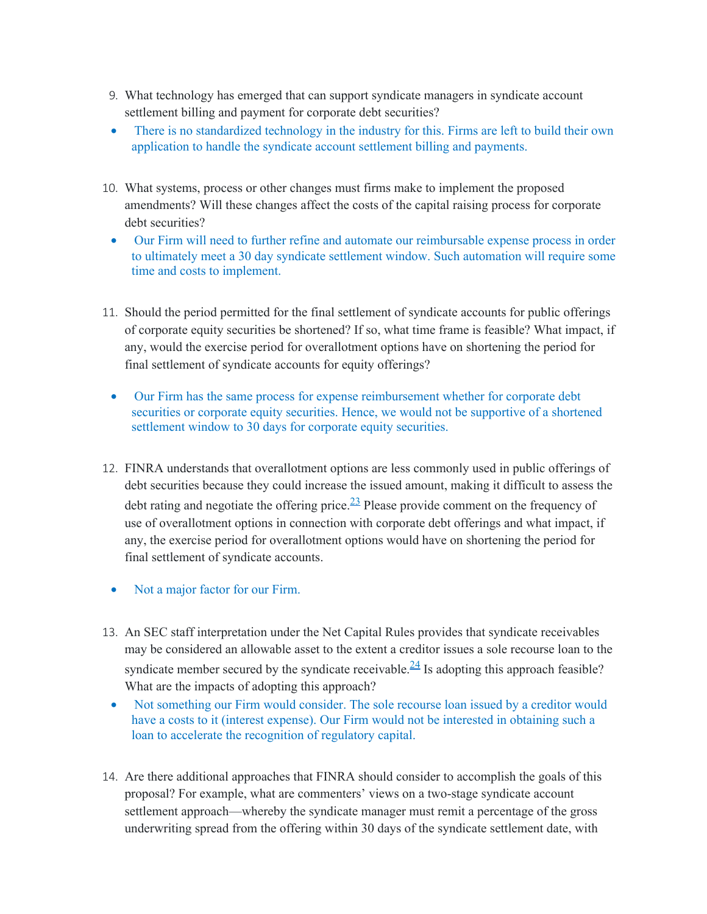9. What technology has emerged that can support syndicate managers in syndicate account settlement billing and payment for corporate debt securities?
   - There is no standardized technology in the industry for this. Firms are left to build their own application to handle the syndicate account settlement billing and payments.

10. What systems, process or other changes must firms make to implement the proposed amendments? Will these changes affect the costs of the capital raising process for corporate debt securities?
    - Our Firm will need to further refine and automate our reimbursable expense process in order to ultimately meet a 30 day syndicate settlement window. Such automation will require some time and costs to implement.

11. Should the period permitted for the final settlement of syndicate accounts for public offerings of corporate equity securities be shortened? If so, what time frame is feasible? What impact, if any, would the exercise period for overallotment options have on shortening the period for final settlement of syndicate accounts for equity offerings?
    - Our Firm has the same process for expense reimbursement whether for corporate debt securities or corporate equity securities. Hence, we would not be supportive of a shortened settlement window to 30 days for corporate equity securities.

12. FINRA understands that overallotment options are less commonly used in public offerings of debt securities because they could increase the issued amount, making it difficult to assess the debt rating and negotiate the offering price.[23] Please provide comment on the frequency of use of overallotment options in connection with corporate debt offerings and what impact, if any, the exercise period for overallotment options would have on shortening the period for final settlement of syndicate accounts.
    - Not a major factor for our Firm.

13. An SEC staff interpretation under the Net Capital Rules provides that syndicate receivables may be considered an allowable asset to the extent a creditor issues a sole recourse loan to the syndicate member secured by the syndicate receivable.[24] Is adopting this approach feasible? What are the impacts of adopting this approach?
    - Not something our Firm would consider. The sole recourse loan issued by a creditor would have a costs to it (interest expense). Our Firm would not be interested in obtaining such a loan to accelerate the recognition of regulatory capital.

14. Are there additional approaches that FINRA should consider to accomplish the goals of this proposal? For example, what are commenters' views on a two-stage syndicate account settlement approach—whereby the syndicate manager must remit a percentage of the gross underwriting spread from the offering within 30 days of the syndicate settlement date, with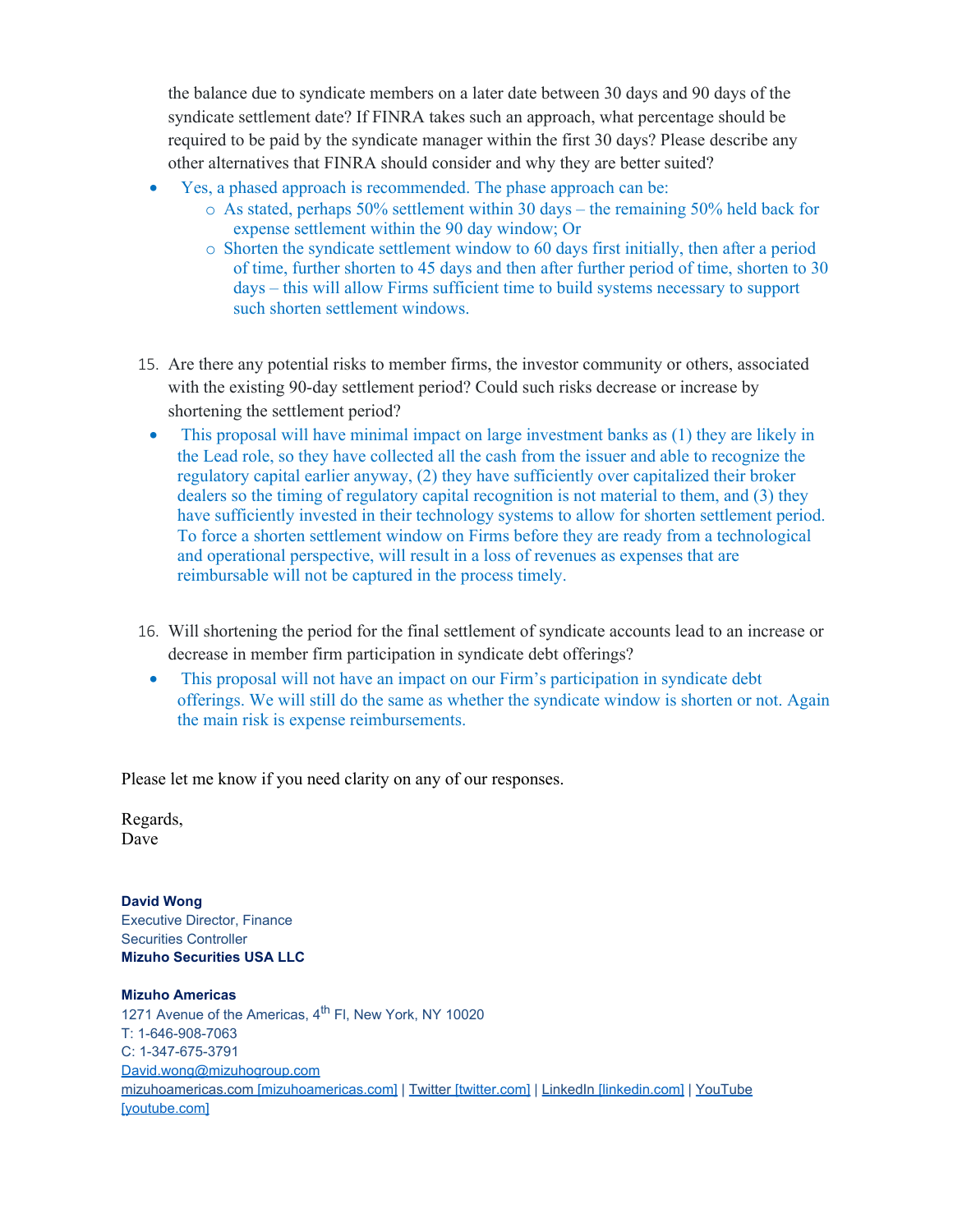the balance due to syndicate members on a later date between 30 days and 90 days of the syndicate settlement date? If FINRA takes such an approach, what percentage should be required to be paid by the syndicate manager within the first 30 days? Please describe any other alternatives that FINRA should consider and why they are better suited?

- Yes, a phased approach is recommended. The phase approach can be:
  - As stated, perhaps 50% settlement within 30 days – the remaining 50% held back for expense settlement within the 90 day window; Or
  - Shorten the syndicate settlement window to 60 days first initially, then after a period of time, further shorten to 45 days and then after further period of time, shorten to 30 days – this will allow Firms sufficient time to build systems necessary to support such shorten settlement windows.

15. Are there any potential risks to member firms, the investor community or others, associated with the existing 90-day settlement period? Could such risks decrease or increase by shortening the settlement period?

- This proposal will have minimal impact on large investment banks as (1) they are likely in the Lead role, so they have collected all the cash from the issuer and able to recognize the regulatory capital earlier anyway, (2) they have sufficiently over capitalized their broker dealers so the timing of regulatory capital recognition is not material to them, and (3) they have sufficiently invested in their technology systems to allow for shorten settlement period. To force a shorten settlement window on Firms before they are ready from a technological and operational perspective, will result in a loss of revenues as expenses that are reimbursable will not be captured in the process timely.

16. Will shortening the period for the final settlement of syndicate accounts lead to an increase or decrease in member firm participation in syndicate debt offerings?

- This proposal will not have an impact on our Firm's participation in syndicate debt offerings. We will still do the same as whether the syndicate window is shorten or not. Again the main risk is expense reimbursements.

Please let me know if you need clarity on any of our responses.

Regards,
Dave

**David Wong**
Executive Director, Finance
Securities Controller
**Mizuho Securities USA LLC**

**Mizuho Americas**
1271 Avenue of the Americas, 4th Fl, New York, NY 10020
T: 1-646-908-7063
C: 1-347-675-3791
David.wong@mizuhogroup.com
mizuhoamericas.com [mizuhoamericas.com] | Twitter [twitter.com] | LinkedIn [linkedin.com] | YouTube [youtube.com]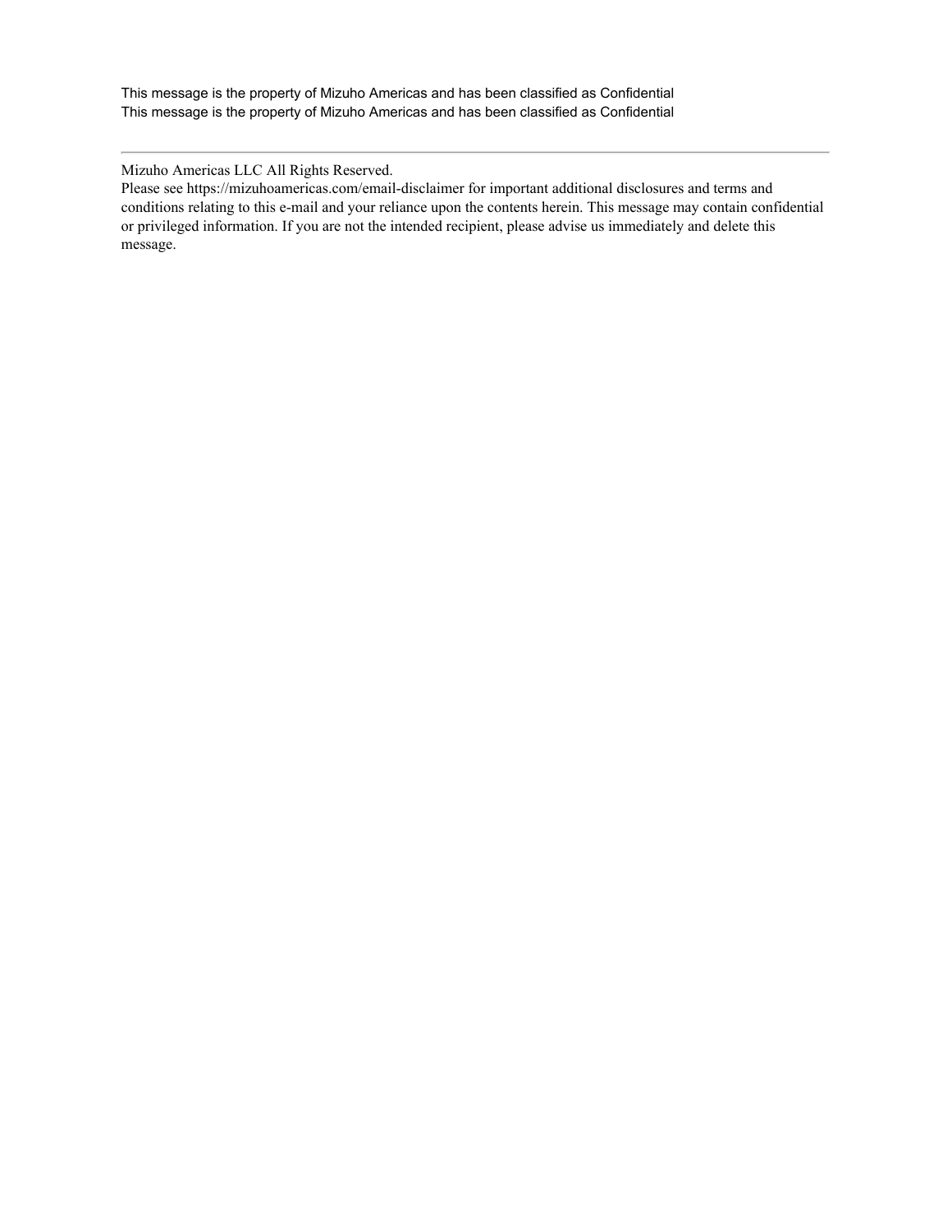This message is the property of Mizuho Americas and has been classified as Confidential
This message is the property of Mizuho Americas and has been classified as Confidential

---

Mizuho Americas LLC All Rights Reserved.
Please see https://mizuhoamericas.com/email-disclaimer for important additional disclosures and terms and conditions relating to this e-mail and your reliance upon the contents herein. This message may contain confidential or privileged information. If you are not the intended recipient, please advise us immediately and delete this message.